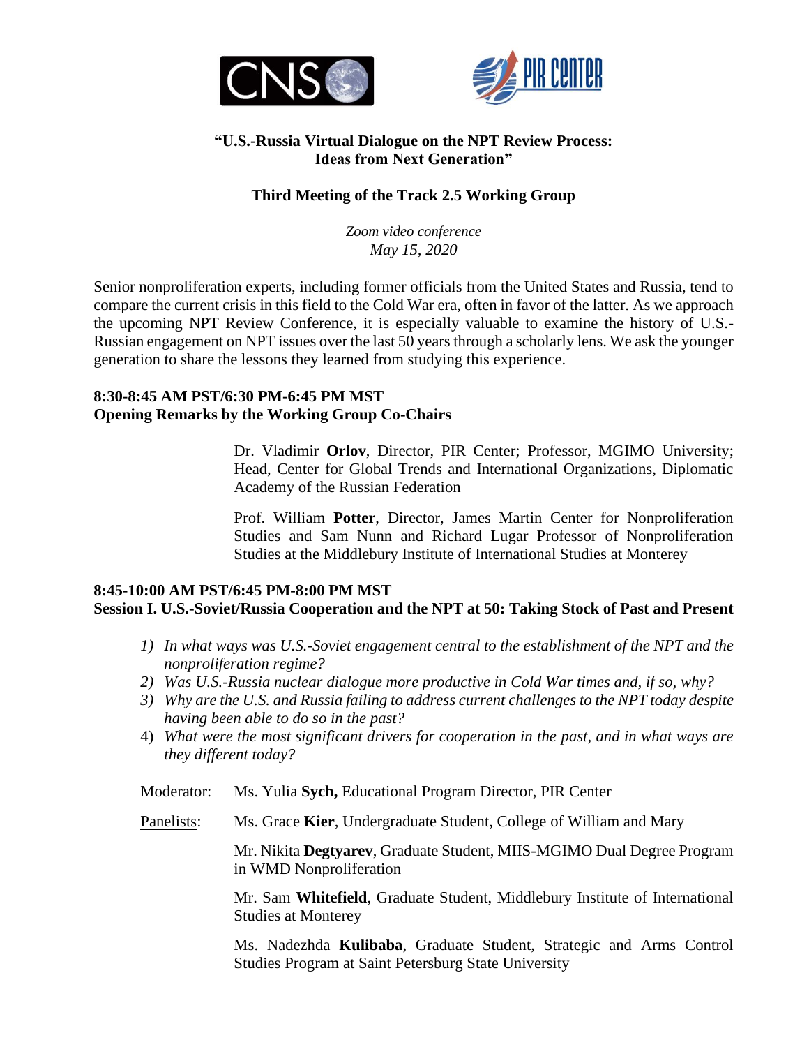**“U.S.-Russia Virtual Dialogue on the NPT Review Process: Ideas from Next Generation”**

**Third Meeting of the Track 2.5 Working Group**

*Zoom video conference*
*May 15, 2020*

Senior nonproliferation experts, including former officials from the United States and Russia, tend to compare the current crisis in this field to the Cold War era, often in favor of the latter. As we approach the upcoming NPT Review Conference, it is especially valuable to examine the history of U.S.-Russian engagement on NPT issues over the last 50 years through a scholarly lens. We ask the younger generation to share the lessons they learned from studying this experience.

**8:30-8:45 AM PST/6:30 PM-6:45 PM MST**
**Opening Remarks by the Working Group Co-Chairs**

Dr. Vladimir **Orlov**, Director, PIR Center; Professor, MGIMO University; Head, Center for Global Trends and International Organizations, Diplomatic Academy of the Russian Federation

Prof. William **Potter**, Director, James Martin Center for Nonproliferation Studies and Sam Nunn and Richard Lugar Professor of Nonproliferation Studies at the Middlebury Institute of International Studies at Monterey

**8:45-10:00 AM PST/6:45 PM-8:00 PM MST**
**Session I. U.S.-Soviet/Russia Cooperation and the NPT at 50: Taking Stock of Past and Present**

1) *In what ways was U.S.-Soviet engagement central to the establishment of the NPT and the nonproliferation regime?*
2) *Was U.S.-Russia nuclear dialogue more productive in Cold War times and, if so, why?*
3) *Why are the U.S. and Russia failing to address current challenges to the NPT today despite having been able to do so in the past?*
4) *What were the most significant drivers for cooperation in the past, and in what ways are they different today?*

Moderator: Ms. Yulia **Sych,** Educational Program Director, PIR Center

Panelists: Ms. Grace **Kier**, Undergraduate Student, College of William and Mary

Mr. Nikita **Degtyarev**, Graduate Student, MIIS-MGIMO Dual Degree Program in WMD Nonproliferation

Mr. Sam **Whitefield**, Graduate Student, Middlebury Institute of International Studies at Monterey

Ms. Nadezhda **Kulibaba**, Graduate Student, Strategic and Arms Control Studies Program at Saint Petersburg State University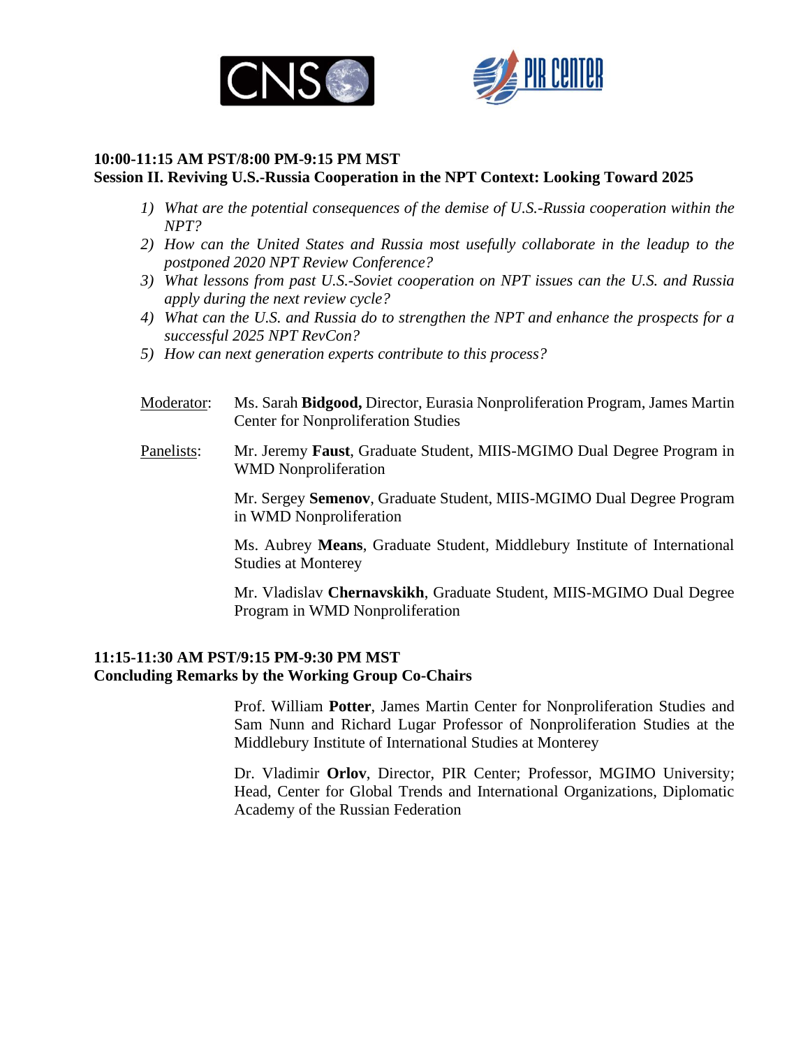**10:00-11:15 AM PST/8:00 PM-9:15 PM MST**
**Session II. Reviving U.S.-Russia Cooperation in the NPT Context: Looking Toward 2025**

1) *What are the potential consequences of the demise of U.S.-Russia cooperation within the NPT?*
2) *How can the United States and Russia most usefully collaborate in the leadup to the postponed 2020 NPT Review Conference?*
3) *What lessons from past U.S.-Soviet cooperation on NPT issues can the U.S. and Russia apply during the next review cycle?*
4) *What can the U.S. and Russia do to strengthen the NPT and enhance the prospects for a successful 2025 NPT RevCon?*
5) *How can next generation experts contribute to this process?*

Moderator: Ms. Sarah **Bidgood,** Director, Eurasia Nonproliferation Program, James Martin Center for Nonproliferation Studies

Panelists: Mr. Jeremy **Faust**, Graduate Student, MIIS-MGIMO Dual Degree Program in WMD Nonproliferation

Mr. Sergey **Semenov**, Graduate Student, MIIS-MGIMO Dual Degree Program in WMD Nonproliferation

Ms. Aubrey **Means**, Graduate Student, Middlebury Institute of International Studies at Monterey

Mr. Vladislav **Chernavskikh**, Graduate Student, MIIS-MGIMO Dual Degree Program in WMD Nonproliferation

**11:15-11:30 AM PST/9:15 PM-9:30 PM MST**
**Concluding Remarks by the Working Group Co-Chairs**

Prof. William **Potter**, James Martin Center for Nonproliferation Studies and Sam Nunn and Richard Lugar Professor of Nonproliferation Studies at the Middlebury Institute of International Studies at Monterey

Dr. Vladimir **Orlov**, Director, PIR Center; Professor, MGIMO University; Head, Center for Global Trends and International Organizations, Diplomatic Academy of the Russian Federation